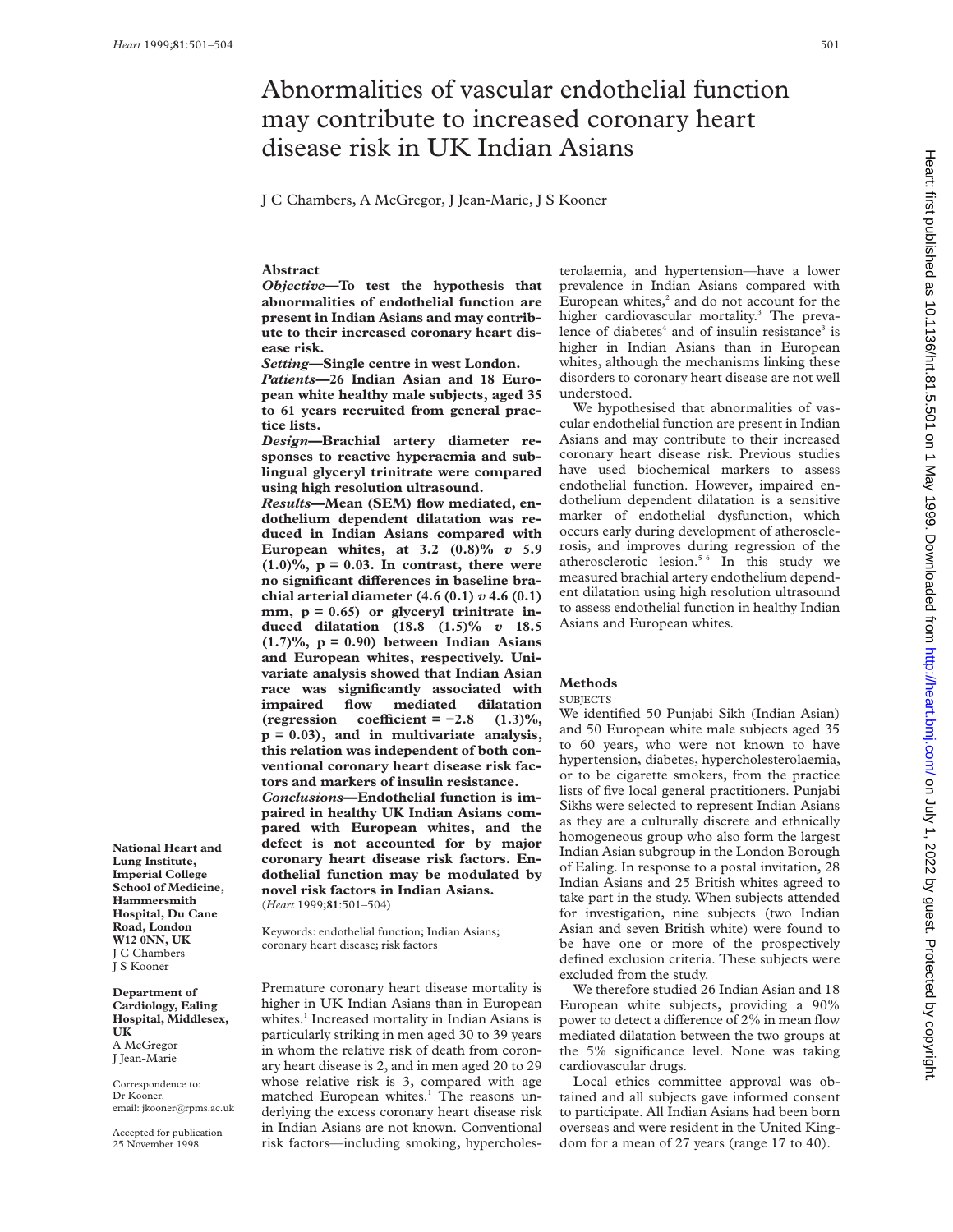# Abnormalities of vascular endothelial function may contribute to increased coronary heart disease risk in UK Indian Asians

J C Chambers, A McGregor, J Jean-Marie, J S Kooner

National Heart and Lung Institute, Imperial College School of Medicine, Hammersmith Hospital, Du Cane Road, London W12 0NN, UK
J C Chambers
J S Kooner

Department of Cardiology, Ealing Hospital, Middlesex, UK
A McGregor
J Jean-Marie

Correspondence to:
Dr Kooner.
email: jkooner@rpms.ac.uk

Accepted for publication 25 November 1998

## Abstract

***Objective*—To test the hypothesis that abnormalities of endothelial function are present in Indian Asians and may contribute to their increased coronary heart disease risk.**

***Setting*—Single centre in west London.**

***Patients*—26 Indian Asian and 18 European white healthy male subjects, aged 35 to 61 years recruited from general practice lists.**

***Design*—Brachial artery diameter responses to reactive hyperaemia and sublingual glyceryl trinitrate were compared using high resolution ultrasound.**

***Results*—Mean (SEM) flow mediated, endothelium dependent dilatation was reduced in Indian Asians compared with European whites, at 3.2 (0.8)% *v* 5.9 (1.0)%, p = 0.03. In contrast, there were no significant differences in baseline brachial arterial diameter (4.6 (0.1) *v* 4.6 (0.1) mm, p = 0.65) or glyceryl trinitrate induced dilatation (18.8 (1.5)% *v* 18.5 (1.7)%, p = 0.90) between Indian Asians and European whites, respectively. Univariate analysis showed that Indian Asian race was significantly associated with impaired flow mediated dilatation (regression coefficient = −2.8 (1.3)%, p = 0.03), and in multivariate analysis, this relation was independent of both conventional coronary heart disease risk factors and markers of insulin resistance.**

***Conclusions*—Endothelial function is impaired in healthy UK Indian Asians compared with European whites, and the defect is not accounted for by major coronary heart disease risk factors. Endothelial function may be modulated by novel risk factors in Indian Asians.**

(*Heart* 1999;**81**:501–504)

Keywords: endothelial function; Indian Asians; coronary heart disease; risk factors

Premature coronary heart disease mortality is higher in UK Indian Asians than in European whites.[1] Increased mortality in Indian Asians is particularly striking in men aged 30 to 39 years in whom the relative risk of death from coronary heart disease is 2, and in men aged 20 to 29 whose relative risk is 3, compared with age matched European whites.[1] The reasons underlying the excess coronary heart disease risk in Indian Asians are not known. Conventional risk factors—including smoking, hypercholesterolaemia, and hypertension—have a lower prevalence in Indian Asians compared with European whites,[2] and do not account for the higher cardiovascular mortality.[3] The prevalence of diabetes[4] and of insulin resistance[3] is higher in Indian Asians than in European whites, although the mechanisms linking these disorders to coronary heart disease are not well understood.

We hypothesised that abnormalities of vascular endothelial function are present in Indian Asians and may contribute to their increased coronary heart disease risk. Previous studies have used biochemical markers to assess endothelial function. However, impaired endothelium dependent dilatation is a sensitive marker of endothelial dysfunction, which occurs early during development of atherosclerosis, and improves during regression of the atherosclerotic lesion.[5,6] In this study we measured brachial artery endothelium dependent dilatation using high resolution ultrasound to assess endothelial function in healthy Indian Asians and European whites.

## Methods

### SUBJECTS

We identified 50 Punjabi Sikh (Indian Asian) and 50 European white male subjects aged 35 to 60 years, who were not known to have hypertension, diabetes, hypercholesterolaemia, or to be cigarette smokers, from the practice lists of five local general practitioners. Punjabi Sikhs were selected to represent Indian Asians as they are a culturally discrete and ethnically homogeneous group who also form the largest Indian Asian subgroup in the London Borough of Ealing. In response to a postal invitation, 28 Indian Asians and 25 British whites agreed to take part in the study. When subjects attended for investigation, nine subjects (two Indian Asian and seven British white) were found to be have one or more of the prospectively defined exclusion criteria. These subjects were excluded from the study.

We therefore studied 26 Indian Asian and 18 European white subjects, providing a 90% power to detect a difference of 2% in mean flow mediated dilatation between the two groups at the 5% significance level. None was taking cardiovascular drugs.

Local ethics committee approval was obtained and all subjects gave informed consent to participate. All Indian Asians had been born overseas and were resident in the United Kingdom for a mean of 27 years (range 17 to 40).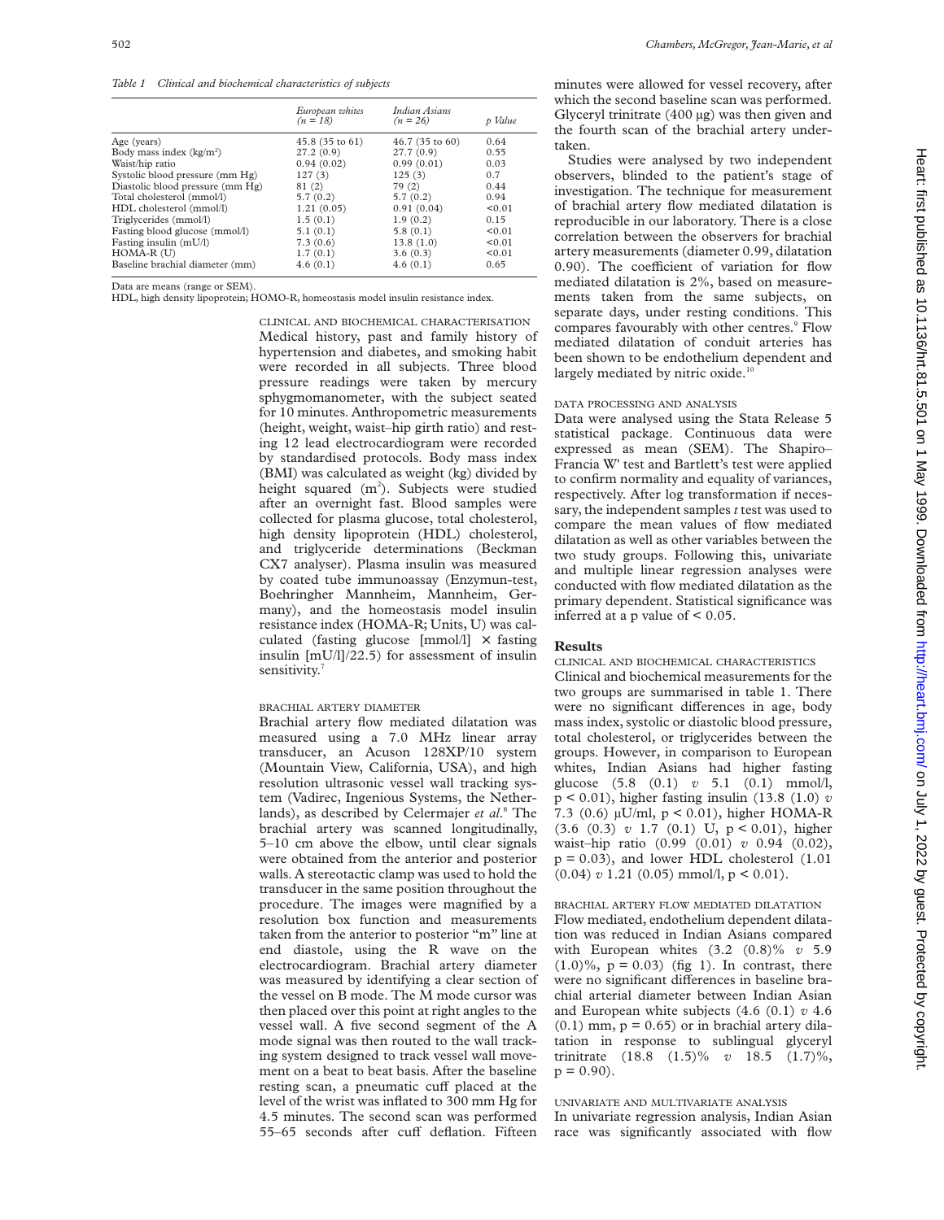*Table 1 Clinical and biochemical characteristics of subjects*

| | European whites (n = 18) | Indian Asians (n = 26) | p Value |
|---|---|---|---|
| Age (years) | 45.8 (35 to 61) | 46.7 (35 to 60) | 0.64 |
| Body mass index (kg/m$^2$) | 27.2 (0.9) | 27.7 (0.9) | 0.55 |
| Waist/hip ratio | 0.94 (0.02) | 0.99 (0.01) | 0.03 |
| Systolic blood pressure (mm Hg) | 127 (3) | 125 (3) | 0.7 |
| Diastolic blood pressure (mm Hg) | 81 (2) | 79 (2) | 0.44 |
| Total cholesterol (mmol/l) | 5.7 (0.2) | 5.7 (0.2) | 0.94 |
| HDL cholesterol (mmol/l) | 1.21 (0.05) | 0.91 (0.04) | <0.01 |
| Triglycerides (mmol/l) | 1.5 (0.1) | 1.9 (0.2) | 0.15 |
| Fasting blood glucose (mmol/l) | 5.1 (0.1) | 5.8 (0.1) | <0.01 |
| Fasting insulin (mU/l) | 7.3 (0.6) | 13.8 (1.0) | <0.01 |
| HOMA-R (U) | 1.7 (0.1) | 3.6 (0.3) | <0.01 |
| Baseline brachial diameter (mm) | 4.6 (0.1) | 4.6 (0.1) | 0.65 |

Data are means (range or SEM).
HDL, high density lipoprotein; HOMO-R, homeostasis model insulin resistance index.

#### CLINICAL AND BIOCHEMICAL CHARACTERISATION

Medical history, past and family history of hypertension and diabetes, and smoking habit were recorded in all subjects. Three blood pressure readings were taken by mercury sphygmomanometer, with the subject seated for 10 minutes. Anthropometric measurements (height, weight, waist–hip girth ratio) and resting 12 lead electrocardiogram were recorded by standardised protocols. Body mass index (BMI) was calculated as weight (kg) divided by height squared (m$^2$). Subjects were studied after an overnight fast. Blood samples were collected for plasma glucose, total cholesterol, high density lipoprotein (HDL) cholesterol, and triglyceride determinations (Beckman CX7 analyser). Plasma insulin was measured by coated tube immunoassay (Enzymun-test, Boehringher Mannheim, Mannheim, Germany), and the homeostasis model insulin resistance index (HOMA-R; Units, U) was calculated (fasting glucose [mmol/l] × fasting insulin [mU/l]/22.5) for assessment of insulin sensitivity.[7]

#### BRACHIAL ARTERY DIAMETER

Brachial artery flow mediated dilatation was measured using a 7.0 MHz linear array transducer, an Acuson 128XP/10 system (Mountain View, California, USA), and high resolution ultrasonic vessel wall tracking system (Vadirec, Ingenious Systems, the Netherlands), as described by Celermajer *et al*.[8] The brachial artery was scanned longitudinally, 5–10 cm above the elbow, until clear signals were obtained from the anterior and posterior walls. A stereotactic clamp was used to hold the transducer in the same position throughout the procedure. The images were magnified by a resolution box function and measurements taken from the anterior to posterior "m" line at end diastole, using the R wave on the electrocardiogram. Brachial artery diameter was measured by identifying a clear section of the vessel on B mode. The M mode cursor was then placed over this point at right angles to the vessel wall. A five second segment of the A mode signal was then routed to the wall tracking system designed to track vessel wall movement on a beat to beat basis. After the baseline resting scan, a pneumatic cuff placed at the level of the wrist was inflated to 300 mm Hg for 4.5 minutes. The second scan was performed 55–65 seconds after cuff deflation. Fifteen minutes were allowed for vessel recovery, after which the second baseline scan was performed. Glyceryl trinitrate (400 μg) was then given and the fourth scan of the brachial artery undertaken.

Studies were analysed by two independent observers, blinded to the patient's stage of investigation. The technique for measurement of brachial artery flow mediated dilatation is reproducible in our laboratory. There is a close correlation between the observers for brachial artery measurements (diameter 0.99, dilatation 0.90). The coefficient of variation for flow mediated dilatation is 2%, based on measurements taken from the same subjects, on separate days, under resting conditions. This compares favourably with other centres.[9] Flow mediated dilatation of conduit arteries has been shown to be endothelium dependent and largely mediated by nitric oxide.[10]

#### DATA PROCESSING AND ANALYSIS

Data were analysed using the Stata Release 5 statistical package. Continuous data were expressed as mean (SEM). The Shapiro–Francia W' test and Bartlett's test were applied to confirm normality and equality of variances, respectively. After log transformation if necessary, the independent samples *t* test was used to compare the mean values of flow mediated dilatation as well as other variables between the two study groups. Following this, univariate and multiple linear regression analyses were conducted with flow mediated dilatation as the primary dependent. Statistical significance was inferred at a p value of < 0.05.

## Results

#### CLINICAL AND BIOCHEMICAL CHARACTERISTICS

Clinical and biochemical measurements for the two groups are summarised in table 1. There were no significant differences in age, body mass index, systolic or diastolic blood pressure, total cholesterol, or triglycerides between the groups. However, in comparison to European whites, Indian Asians had higher fasting glucose (5.8 (0.1) *v* 5.1 (0.1) mmol/l, $p < 0.01$), higher fasting insulin (13.8 (1.0) *v* 7.3 (0.6) μU/ml, $p < 0.01$), higher HOMA-R (3.6 (0.3) *v* 1.7 (0.1) U, $p < 0.01$), higher waist–hip ratio (0.99 (0.01) *v* 0.94 (0.02), $p = 0.03$), and lower HDL cholesterol (1.01 (0.04) *v* 1.21 (0.05) mmol/l, $p < 0.01$).

#### BRACHIAL ARTERY FLOW MEDIATED DILATATION

Flow mediated, endothelium dependent dilatation was reduced in Indian Asians compared with European whites (3.2 (0.8)% *v* 5.9 (1.0)%, $p = 0.03$) (fig 1). In contrast, there were no significant differences in baseline brachial arterial diameter between Indian Asian and European white subjects (4.6 (0.1) *v* 4.6 (0.1) mm, $p = 0.65$) or in brachial artery dilatation in response to sublingual glyceryl trinitrate (18.8 (1.5)% *v* 18.5 (1.7)%, $p = 0.90$).

#### UNIVARIATE AND MULTIVARIATE ANALYSIS

In univariate regression analysis, Indian Asian race was significantly associated with flow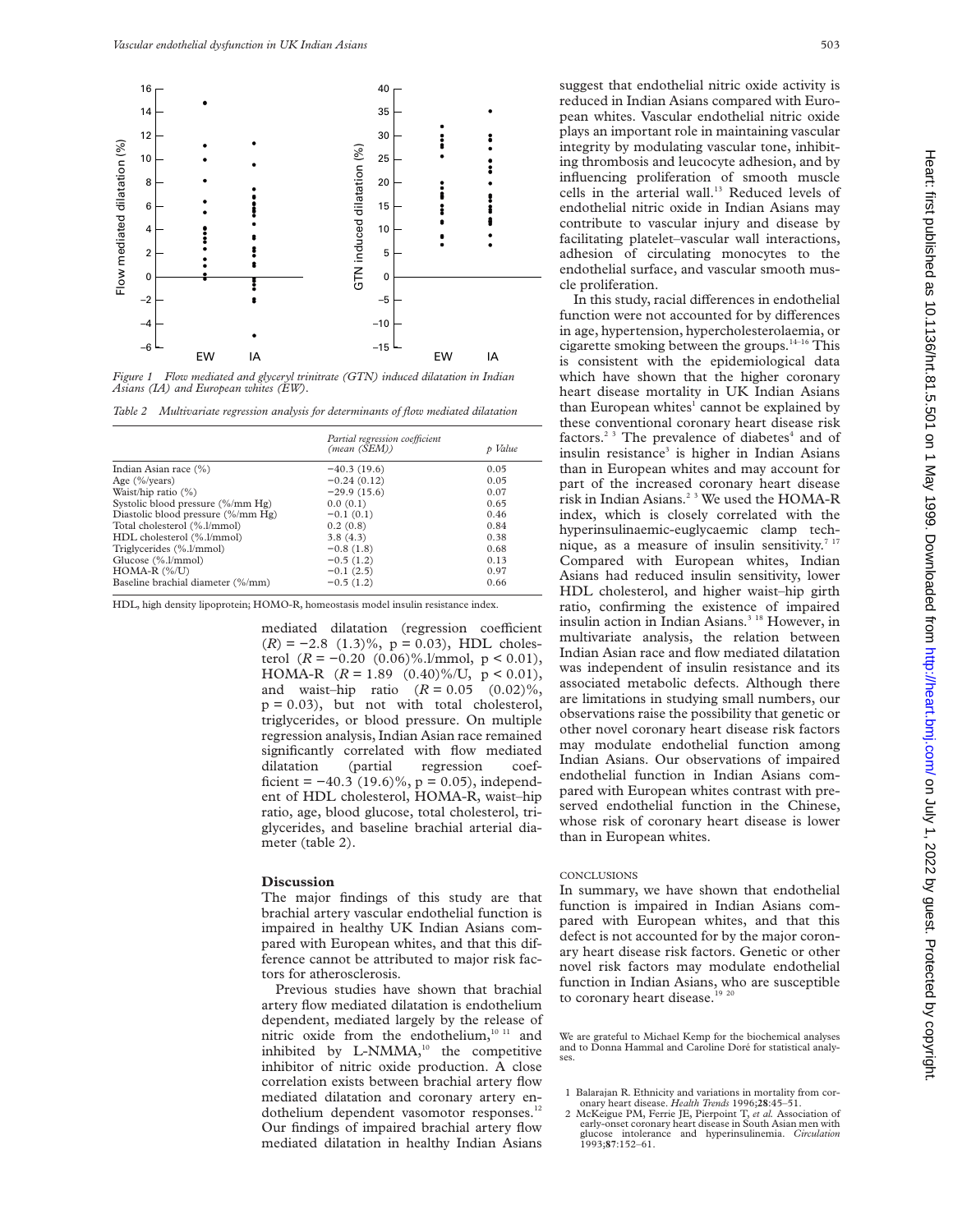*Figure 1 Flow mediated and glyceryl trinitrate (GTN) induced dilatation in Indian Asians (IA) and European whites (EW).*

*Table 2 Multivariate regression analysis for determinants of flow mediated dilatation*

| | *Partial regression coefficient (mean (SEM))* | *p Value* |
|---|---|---|
| Indian Asian race (%) | −40.3 (19.6) | 0.05 |
| Age (%/years) | −0.24 (0.12) | 0.05 |
| Waist/hip ratio (%) | −29.9 (15.6) | 0.07 |
| Systolic blood pressure (%/mm Hg) | 0.0 (0.1) | 0.65 |
| Diastolic blood pressure (%/mm Hg) | −0.1 (0.1) | 0.46 |
| Total cholesterol (%.l/mmol) | 0.2 (0.8) | 0.84 |
| HDL cholesterol (%.l/mmol) | 3.8 (4.3) | 0.38 |
| Triglycerides (%.l/mmol) | −0.8 (1.8) | 0.68 |
| Glucose (%.l/mmol) | −0.5 (1.2) | 0.13 |
| HOMA-R (%/U) | −0.1 (2.5) | 0.97 |
| Baseline brachial diameter (%/mm) | −0.5 (1.2) | 0.66 |

HDL, high density lipoprotein; HOMO-R, homeostasis model insulin resistance index.

mediated dilatation (regression coefficient ($R$) = −2.8 (1.3)%, $p = 0.03$), HDL cholesterol ($R$ = −0.20 (0.06)%.l/mmol, $p < 0.01$), HOMA-R ($R$ = 1.89 (0.40)%/U, $p < 0.01$), and waist–hip ratio ($R$ = 0.05 (0.02)%, $p = 0.03$), but not with total cholesterol, triglycerides, or blood pressure. On multiple regression analysis, Indian Asian race remained significantly correlated with flow mediated dilatation (partial regression coefficient = −40.3 (19.6)%, $p = 0.05$), independent of HDL cholesterol, HOMA-R, waist–hip ratio, age, blood glucose, total cholesterol, triglycerides, and baseline brachial arterial diameter (table 2).

## Discussion

The major findings of this study are that brachial artery vascular endothelial function is impaired in healthy UK Indian Asians compared with European whites, and that this difference cannot be attributed to major risk factors for atherosclerosis.

Previous studies have shown that brachial artery flow mediated dilatation is endothelium dependent, mediated largely by the release of nitric oxide from the endothelium,[10 11] and inhibited by L-NMMA,[10] the competitive inhibitor of nitric oxide production. A close correlation exists between brachial artery flow mediated dilatation and coronary artery endothelium dependent vasomotor responses.[12] Our findings of impaired brachial artery flow mediated dilatation in healthy Indian Asians suggest that endothelial nitric oxide activity is reduced in Indian Asians compared with European whites. Vascular endothelial nitric oxide plays an important role in maintaining vascular integrity by modulating vascular tone, inhibiting thrombosis and leucocyte adhesion, and by influencing proliferation of smooth muscle cells in the arterial wall.[13] Reduced levels of endothelial nitric oxide in Indian Asians may contribute to vascular injury and disease by facilitating platelet–vascular wall interactions, adhesion of circulating monocytes to the endothelial surface, and vascular smooth muscle proliferation.

In this study, racial differences in endothelial function were not accounted for by differences in age, hypertension, hypercholesterolaemia, or cigarette smoking between the groups.[14–16] This is consistent with the epidemiological data which have shown that the higher coronary heart disease mortality in UK Indian Asians than European whites[1] cannot be explained by these conventional coronary heart disease risk factors.[2 3] The prevalence of diabetes[4] and of insulin resistance[3] is higher in Indian Asians than in European whites and may account for part of the increased coronary heart disease risk in Indian Asians.[2 3] We used the HOMA-R index, which is closely correlated with the hyperinsulinaemic-euglycaemic clamp technique, as a measure of insulin sensitivity.[7 17] Compared with European whites, Indian Asians had reduced insulin sensitivity, lower HDL cholesterol, and higher waist–hip girth ratio, confirming the existence of impaired insulin action in Indian Asians.[3 18] However, in multivariate analysis, the relation between Indian Asian race and flow mediated dilatation was independent of insulin resistance and its associated metabolic defects. Although there are limitations in studying small numbers, our observations raise the possibility that genetic or other novel coronary heart disease risk factors may modulate endothelial function among Indian Asians. Our observations of impaired endothelial function in Indian Asians compared with European whites contrast with preserved endothelial function in the Chinese, whose risk of coronary heart disease is lower than in European whites.

### CONCLUSIONS

In summary, we have shown that endothelial function is impaired in Indian Asians compared with European whites, and that this defect is not accounted for by the major coronary heart disease risk factors. Genetic or other novel risk factors may modulate endothelial function in Indian Asians, who are susceptible to coronary heart disease.[19 20]

We are grateful to Michael Kemp for the biochemical analyses and to Donna Hammal and Caroline Doré for statistical analyses.

1 Balarajan R. Ethnicity and variations in mortality from coronary heart disease. *Health Trends* 1996;**28**:45–51.

2 McKeigue PM, Ferrie JE, Pierpoint T, *et al.* Association of early-onset coronary heart disease in South Asian men with glucose intolerance and hyperinsulinemia. *Circulation* 1993;**87**:152–61.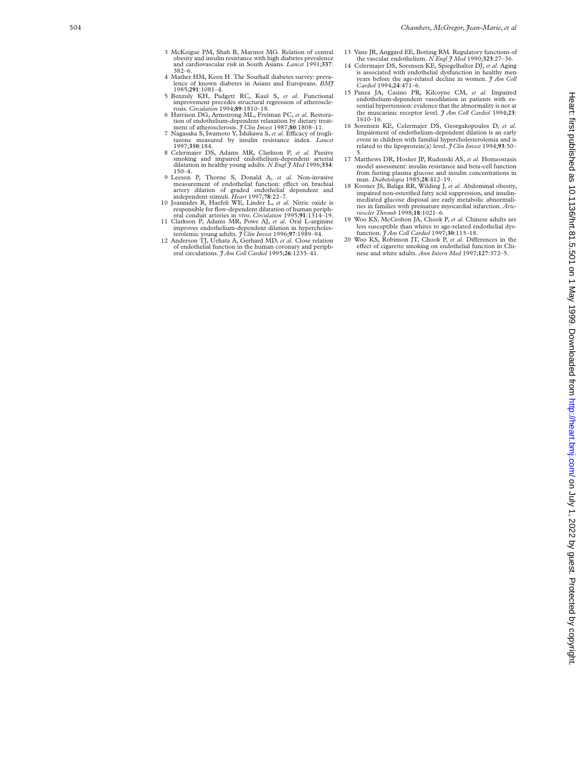3 McKeigue PM, Shah B, Marmot MG. Relation of central obesity and insulin resistance with high diabetes prevalence and cardiovascular risk in South Asians. *Lancet* 1991;**337**: 382–6.

4 Mather HM, Keen H. The Southall diabetes survey: prevalence of known diabetes in Asians and Europeans. *BMJ* 1985;**291**:1081–4.

5 Benzuly KH, Padgett RC, Kaul S, *et al.* Functional improvement precedes structural regression of atherosclerosis. *Circulation* 1994;**89**:1810–18.

6 Harrison DG, Armstrong ML, Freiman PC, *et al.* Restoration of endothelium-dependent relaxation by dietary treatment of atherosclerosis. *J Clin Invest* 1987;**80**:1808–11.

7 Nagasaka S, Iwamoto Y, Ishikawa S, *et al.* Efficacy of troglitazone measured by insulin resistance index. *Lancet* 1997;**350**:184.

8 Celermajer DS, Adams MR, Clarkson P, *et al.* Passive smoking and impaired endothelium-dependent arterial dilatation in healthy young adults. *N Engl J Med* 1996;**334**: 150–4.

9 Leeson P, Thorne S, Donald A, *et al.* Non-invasive measurement of endothelial function: effect on brachial artery dilation of graded endothelial dependent and independent stimuli. *Heart* 1997;**78**:22–7.

10 Joannides R, Haefeli WE, Linder L, *et al.* Nitric oxide is responsible for flow-dependent dilatation of human peripheral conduit arteries in vivo. *Circulation* 1995;**91**:1314–19.

11 Clarkson P, Adams MR, Powe AJ, *et al.* Oral L-arginine improves endothelium-dependent dilation in hypercholesterolemic young adults. *J Clin Invest* 1996;**97**:1989–94.

12 Anderson TJ, Uehata A, Gerhard MD, *et al.* Close relation of endothelial function in the human coronary and peripheral circulations. *J Am Coll Cardiol* 1995;**26**:1235–41.

13 Vane JR, Anggard EE, Botting RM. Regulatory functions of the vascular endothelium. *N Engl J Med* 1990;**323**:27–36.

14 Celermajer DS, Sorensen KE, Spiegelhalter DJ, *et al.* Aging is associated with endothelial dysfunction in healthy men years before the age-related decline in women. *J Am Coll Cardiol* 1994;**24**:471–6.

15 Panza JA, Casino PR, Kilcoyne CM, *et al.* Impaired endothelium-dependent vasodilation in patients with essential hypertension: evidence that the abnormality is not at the muscarinic receptor level. *J Am Coll Cardiol* 1994;**23**: 1610–16.

16 Sorensen KE, Celermajer DS, Georgakopoulos D, *et al.* Impairment of endothelium-dependent dilation is an early event in children with familial hypercholesterolemia and is related to the lipoprotein(a) level. *J Clin Invest* 1994;**93**:50–5.

17 Matthews DR, Hosker JP, Rudenski AS, *et al.* Homeostasis model assessment: insulin resistance and beta-cell function from fasting plasma glucose and insulin concentrations in man. *Diabetologia* 1985;**28**:412–19.

18 Kooner JS, Baliga RR, Wilding J, *et al.* Abdominal obesity, impaired non-esterified fatty acid suppression, and insulin-mediated glucose disposal are early metabolic abnormalities in families with premature myocardial infarction. *Arterioscler Thromb* 1998;**18**:1021–6.

19 Woo KS, McCrohon JA, Chook P, *et al.* Chinese adults are less susceptible than whites to age-related endothelial dysfunction. *J Am Coll Cardiol* 1997;**30**:113–18.

20 Woo KS, Robinson JT, Chook P, *et al.* Differences in the effect of cigarette smoking on endothelial function in Chinese and white adults. *Ann Intern Med* 1997;**127**:372–5.